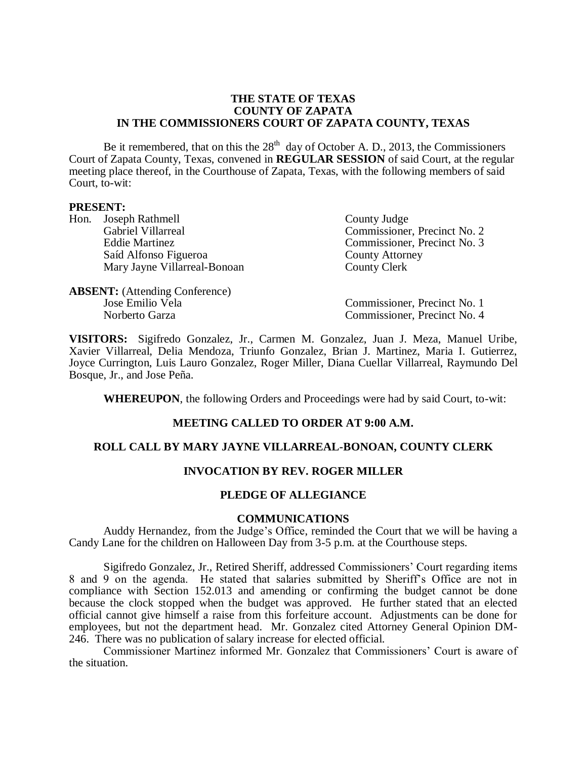**THE STATE OF TEXAS**
**COUNTY OF ZAPATA**
**IN THE COMMISSIONERS COURT OF ZAPATA COUNTY, TEXAS**

Be it remembered, that on this the 28th day of October A. D., 2013, the Commissioners Court of Zapata County, Texas, convened in **REGULAR SESSION** of said Court, at the regular meeting place thereof, in the Courthouse of Zapata, Texas, with the following members of said Court, to-wit:

**PRESENT:**

| | |
|---|---|
| Hon. Joseph Rathmell | County Judge |
| Gabriel Villarreal | Commissioner, Precinct No. 2 |
| Eddie Martinez | Commissioner, Precinct No. 3 |
| Saíd Alfonso Figueroa | County Attorney |
| Mary Jayne Villarreal-Bonoan | County Clerk |

**ABSENT:** (Attending Conference)

| | |
|---|---|
| Jose Emilio Vela | Commissioner, Precinct No. 1 |
| Norberto Garza | Commissioner, Precinct No. 4 |

**VISITORS:** Sigifredo Gonzalez, Jr., Carmen M. Gonzalez, Juan J. Meza, Manuel Uribe, Xavier Villarreal, Delia Mendoza, Triunfo Gonzalez, Brian J. Martinez, Maria I. Gutierrez, Joyce Currington, Luis Lauro Gonzalez, Roger Miller, Diana Cuellar Villarreal, Raymundo Del Bosque, Jr., and Jose Peña.

**WHEREUPON**, the following Orders and Proceedings were had by said Court, to-wit:

**MEETING CALLED TO ORDER AT 9:00 A.M.**

**ROLL CALL BY MARY JAYNE VILLARREAL-BONOAN, COUNTY CLERK**

**INVOCATION BY REV. ROGER MILLER**

**PLEDGE OF ALLEGIANCE**

**COMMUNICATIONS**

Auddy Hernandez, from the Judge's Office, reminded the Court that we will be having a Candy Lane for the children on Halloween Day from 3-5 p.m. at the Courthouse steps.

Sigifredo Gonzalez, Jr., Retired Sheriff, addressed Commissioners' Court regarding items 8 and 9 on the agenda. He stated that salaries submitted by Sheriff's Office are not in compliance with Section 152.013 and amending or confirming the budget cannot be done because the clock stopped when the budget was approved. He further stated that an elected official cannot give himself a raise from this forfeiture account. Adjustments can be done for employees, but not the department head. Mr. Gonzalez cited Attorney General Opinion DM-246. There was no publication of salary increase for elected official.

Commissioner Martinez informed Mr. Gonzalez that Commissioners' Court is aware of the situation.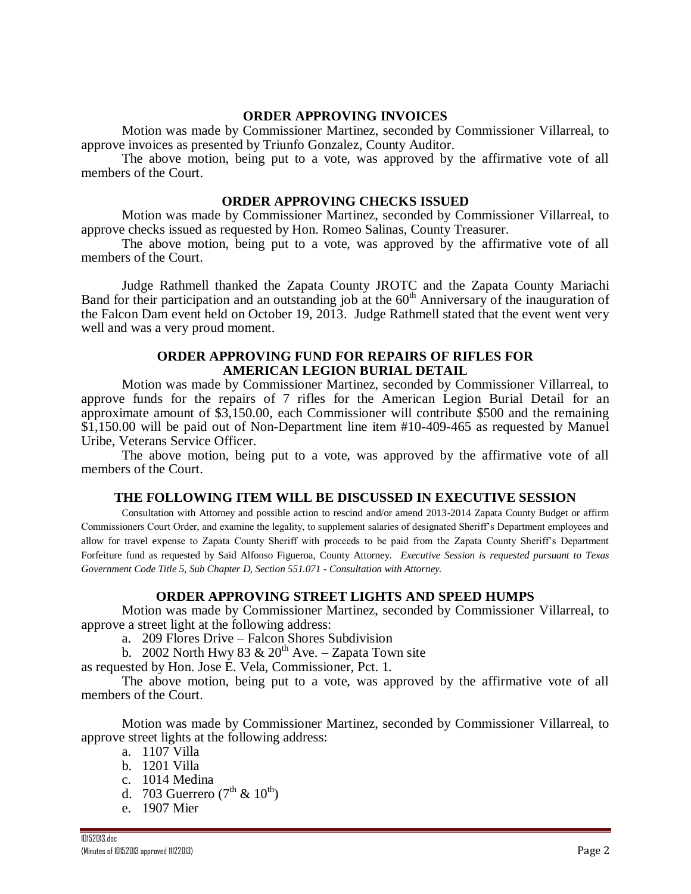**ORDER APPROVING INVOICES**

Motion was made by Commissioner Martinez, seconded by Commissioner Villarreal, to approve invoices as presented by Triunfo Gonzalez, County Auditor.

The above motion, being put to a vote, was approved by the affirmative vote of all members of the Court.

**ORDER APPROVING CHECKS ISSUED**

Motion was made by Commissioner Martinez, seconded by Commissioner Villarreal, to approve checks issued as requested by Hon. Romeo Salinas, County Treasurer.

The above motion, being put to a vote, was approved by the affirmative vote of all members of the Court.

Judge Rathmell thanked the Zapata County JROTC and the Zapata County Mariachi Band for their participation and an outstanding job at the 60th Anniversary of the inauguration of the Falcon Dam event held on October 19, 2013. Judge Rathmell stated that the event went very well and was a very proud moment.

**ORDER APPROVING FUND FOR REPAIRS OF RIFLES FOR AMERICAN LEGION BURIAL DETAIL**

Motion was made by Commissioner Martinez, seconded by Commissioner Villarreal, to approve funds for the repairs of 7 rifles for the American Legion Burial Detail for an approximate amount of $3,150.00, each Commissioner will contribute $500 and the remaining $1,150.00 will be paid out of Non-Department line item #10-409-465 as requested by Manuel Uribe, Veterans Service Officer.

The above motion, being put to a vote, was approved by the affirmative vote of all members of the Court.

**THE FOLLOWING ITEM WILL BE DISCUSSED IN EXECUTIVE SESSION**

Consultation with Attorney and possible action to rescind and/or amend 2013-2014 Zapata County Budget or affirm Commissioners Court Order, and examine the legality, to supplement salaries of designated Sheriff's Department employees and allow for travel expense to Zapata County Sheriff with proceeds to be paid from the Zapata County Sheriff's Department Forfeiture fund as requested by Said Alfonso Figueroa, County Attorney. *Executive Session is requested pursuant to Texas Government Code Title 5, Sub Chapter D, Section 551.071 - Consultation with Attorney.*

**ORDER APPROVING STREET LIGHTS AND SPEED HUMPS**

Motion was made by Commissioner Martinez, seconded by Commissioner Villarreal, to approve a street light at the following address:

a. 209 Flores Drive – Falcon Shores Subdivision
b. 2002 North Hwy 83 & 20th Ave. – Zapata Town site

as requested by Hon. Jose E. Vela, Commissioner, Pct. 1.

The above motion, being put to a vote, was approved by the affirmative vote of all members of the Court.

Motion was made by Commissioner Martinez, seconded by Commissioner Villarreal, to approve street lights at the following address:

a. 1107 Villa
b. 1201 Villa
c. 1014 Medina
d. 703 Guerrero (7th & 10th)
e. 1907 Mier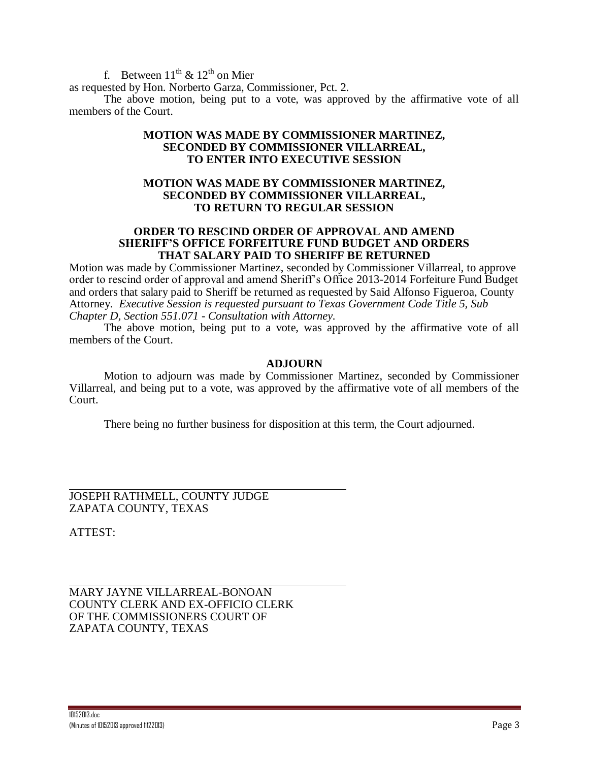f. Between $11^{th}$ & $12^{th}$ on Mier

as requested by Hon. Norberto Garza, Commissioner, Pct. 2.

The above motion, being put to a vote, was approved by the affirmative vote of all members of the Court.

**MOTION WAS MADE BY COMMISSIONER MARTINEZ, SECONDED BY COMMISSIONER VILLARREAL, TO ENTER INTO EXECUTIVE SESSION**

**MOTION WAS MADE BY COMMISSIONER MARTINEZ, SECONDED BY COMMISSIONER VILLARREAL, TO RETURN TO REGULAR SESSION**

**ORDER TO RESCIND ORDER OF APPROVAL AND AMEND SHERIFF'S OFFICE FORFEITURE FUND BUDGET AND ORDERS THAT SALARY PAID TO SHERIFF BE RETURNED**

Motion was made by Commissioner Martinez, seconded by Commissioner Villarreal, to approve order to rescind order of approval and amend Sheriff's Office 2013-2014 Forfeiture Fund Budget and orders that salary paid to Sheriff be returned as requested by Said Alfonso Figueroa, County Attorney. *Executive Session is requested pursuant to Texas Government Code Title 5, Sub Chapter D, Section 551.071 - Consultation with Attorney.*

The above motion, being put to a vote, was approved by the affirmative vote of all members of the Court.

**ADJOURN**

Motion to adjourn was made by Commissioner Martinez, seconded by Commissioner Villarreal, and being put to a vote, was approved by the affirmative vote of all members of the Court.

There being no further business for disposition at this term, the Court adjourned.

JOSEPH RATHMELL, COUNTY JUDGE
ZAPATA COUNTY, TEXAS

ATTEST:

MARY JAYNE VILLARREAL-BONOAN
COUNTY CLERK AND EX-OFFICIO CLERK
OF THE COMMISSIONERS COURT OF
ZAPATA COUNTY, TEXAS